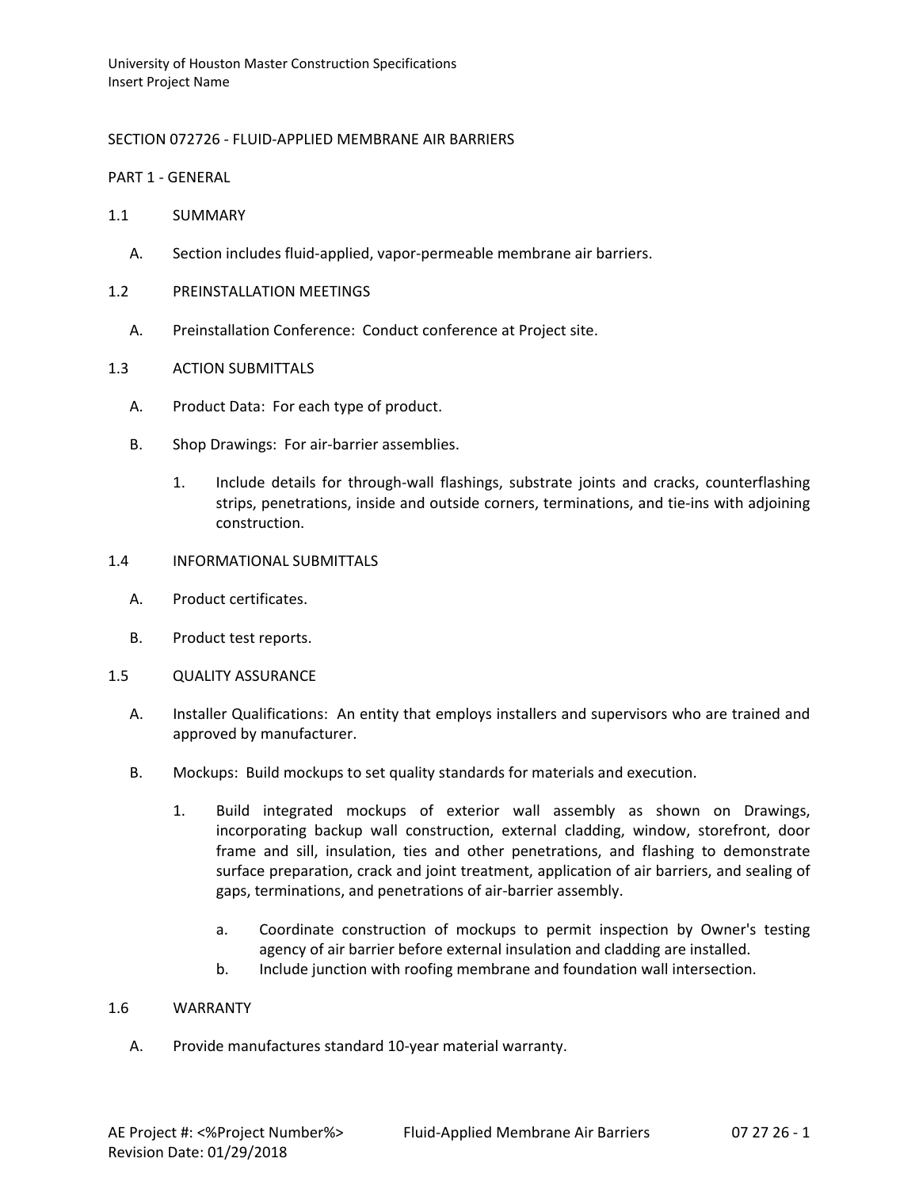## SECTION 072726 - FLUID-APPLIED MEMBRANE AIR BARRIERS

### PART 1 - GENERAL

#### 1.1 SUMMARY

A. Section includes fluid-applied, vapor-permeable membrane air barriers.

#### 1.2 PREINSTALLATION MEETINGS

A. Preinstallation Conference: Conduct conference at Project site.

#### 1.3 ACTION SUBMITTALS

A. Product Data: For each type of product.

B. Shop Drawings: For air-barrier assemblies.

1. Include details for through-wall flashings, substrate joints and cracks, counterflashing strips, penetrations, inside and outside corners, terminations, and tie-ins with adjoining construction.

#### 1.4 INFORMATIONAL SUBMITTALS

A. Product certificates.

B. Product test reports.

#### 1.5 QUALITY ASSURANCE

A. Installer Qualifications: An entity that employs installers and supervisors who are trained and approved by manufacturer.

B. Mockups: Build mockups to set quality standards for materials and execution.

1. Build integrated mockups of exterior wall assembly as shown on Drawings, incorporating backup wall construction, external cladding, window, storefront, door frame and sill, insulation, ties and other penetrations, and flashing to demonstrate surface preparation, crack and joint treatment, application of air barriers, and sealing of gaps, terminations, and penetrations of air-barrier assembly.

   a. Coordinate construction of mockups to permit inspection by Owner's testing agency of air barrier before external insulation and cladding are installed.
   
   b. Include junction with roofing membrane and foundation wall intersection.

#### 1.6 WARRANTY

A. Provide manufactures standard 10-year material warranty.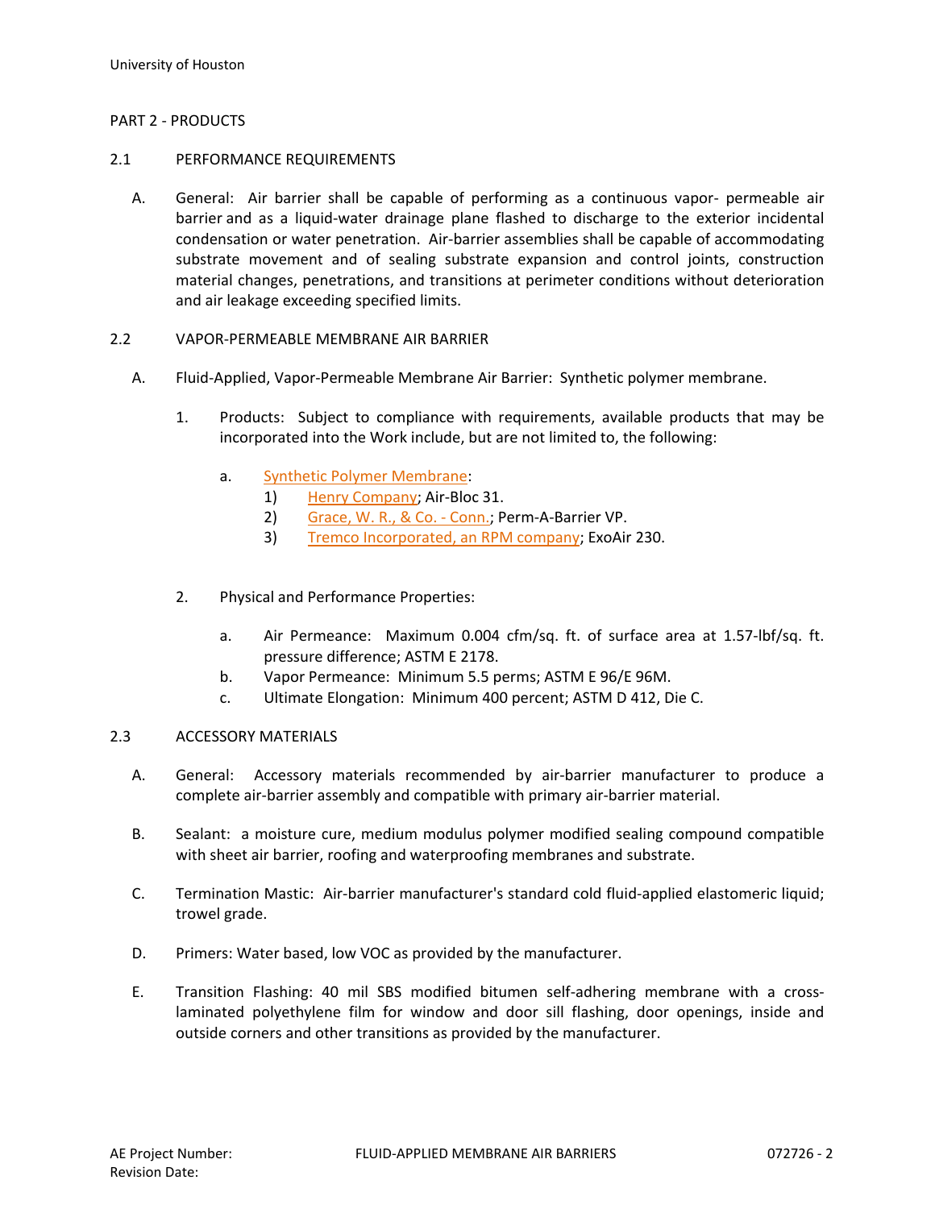## PART 2 - PRODUCTS

### 2.1 PERFORMANCE REQUIREMENTS

A. General: Air barrier shall be capable of performing as a continuous vapor- permeable air barrier and as a liquid-water drainage plane flashed to discharge to the exterior incidental condensation or water penetration. Air-barrier assemblies shall be capable of accommodating substrate movement and of sealing substrate expansion and control joints, construction material changes, penetrations, and transitions at perimeter conditions without deterioration and air leakage exceeding specified limits.

### 2.2 VAPOR-PERMEABLE MEMBRANE AIR BARRIER

A. Fluid-Applied, Vapor-Permeable Membrane Air Barrier: Synthetic polymer membrane.

1. Products: Subject to compliance with requirements, available products that may be incorporated into the Work include, but are not limited to, the following:

   a. Synthetic Polymer Membrane:
      1) Henry Company; Air-Bloc 31.
      2) Grace, W. R., & Co. - Conn.; Perm-A-Barrier VP.
      3) Tremco Incorporated, an RPM company; ExoAir 230.

2. Physical and Performance Properties:

   a. Air Permeance: Maximum 0.004 cfm/sq. ft. of surface area at 1.57-lbf/sq. ft. pressure difference; ASTM E 2178.
   b. Vapor Permeance: Minimum 5.5 perms; ASTM E 96/E 96M.
   c. Ultimate Elongation: Minimum 400 percent; ASTM D 412, Die C.

### 2.3 ACCESSORY MATERIALS

A. General: Accessory materials recommended by air-barrier manufacturer to produce a complete air-barrier assembly and compatible with primary air-barrier material.

B. Sealant: a moisture cure, medium modulus polymer modified sealing compound compatible with sheet air barrier, roofing and waterproofing membranes and substrate.

C. Termination Mastic: Air-barrier manufacturer's standard cold fluid-applied elastomeric liquid; trowel grade.

D. Primers: Water based, low VOC as provided by the manufacturer.

E. Transition Flashing: 40 mil SBS modified bitumen self-adhering membrane with a cross-laminated polyethylene film for window and door sill flashing, door openings, inside and outside corners and other transitions as provided by the manufacturer.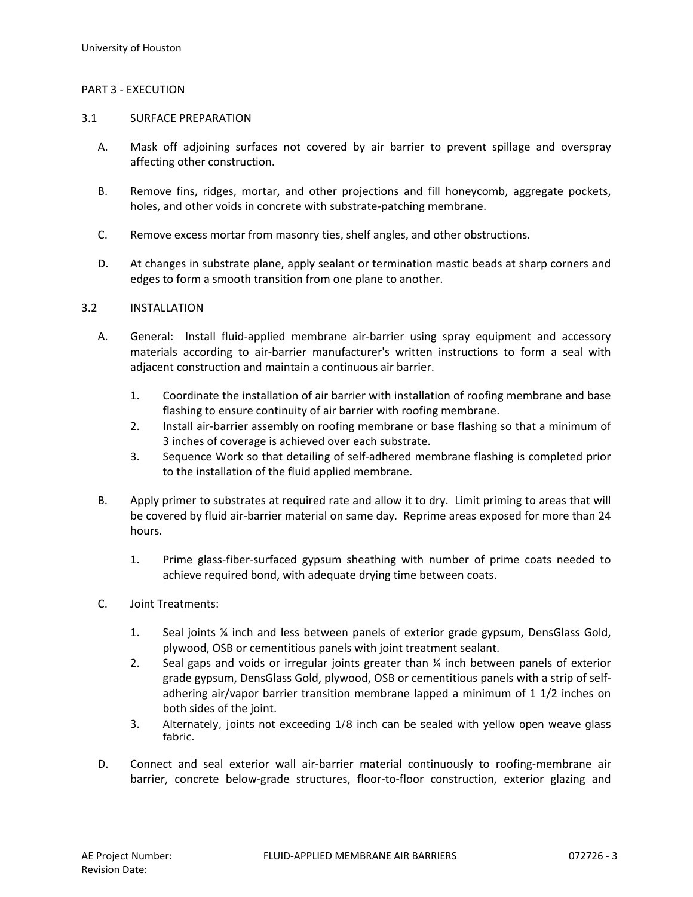## PART 3 - EXECUTION

### 3.1 SURFACE PREPARATION

A. Mask off adjoining surfaces not covered by air barrier to prevent spillage and overspray affecting other construction.

B. Remove fins, ridges, mortar, and other projections and fill honeycomb, aggregate pockets, holes, and other voids in concrete with substrate-patching membrane.

C. Remove excess mortar from masonry ties, shelf angles, and other obstructions.

D. At changes in substrate plane, apply sealant or termination mastic beads at sharp corners and edges to form a smooth transition from one plane to another.

### 3.2 INSTALLATION

A. General: Install fluid-applied membrane air-barrier using spray equipment and accessory materials according to air-barrier manufacturer's written instructions to form a seal with adjacent construction and maintain a continuous air barrier.

1. Coordinate the installation of air barrier with installation of roofing membrane and base flashing to ensure continuity of air barrier with roofing membrane.
2. Install air-barrier assembly on roofing membrane or base flashing so that a minimum of 3 inches of coverage is achieved over each substrate.
3. Sequence Work so that detailing of self-adhered membrane flashing is completed prior to the installation of the fluid applied membrane.

B. Apply primer to substrates at required rate and allow it to dry. Limit priming to areas that will be covered by fluid air-barrier material on same day. Reprime areas exposed for more than 24 hours.

1. Prime glass-fiber-surfaced gypsum sheathing with number of prime coats needed to achieve required bond, with adequate drying time between coats.

C. Joint Treatments:

1. Seal joints ¼ inch and less between panels of exterior grade gypsum, DensGlass Gold, plywood, OSB or cementitious panels with joint treatment sealant.
2. Seal gaps and voids or irregular joints greater than ¼ inch between panels of exterior grade gypsum, DensGlass Gold, plywood, OSB or cementitious panels with a strip of self-adhering air/vapor barrier transition membrane lapped a minimum of 1 1/2 inches on both sides of the joint.
3. Alternately, joints not exceeding 1/8 inch can be sealed with yellow open weave glass fabric.

D. Connect and seal exterior wall air-barrier material continuously to roofing-membrane air barrier, concrete below-grade structures, floor-to-floor construction, exterior glazing and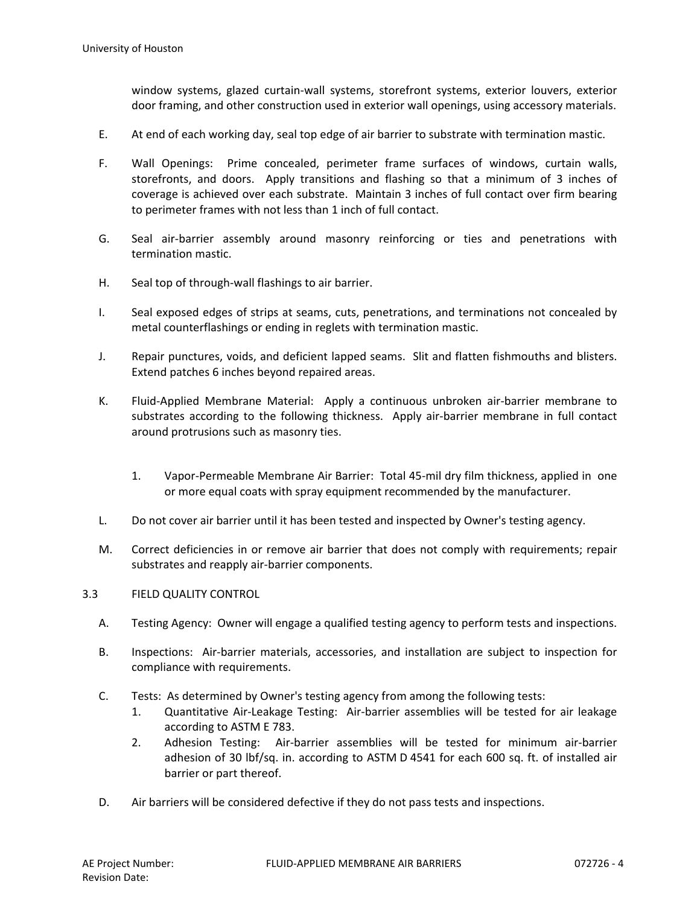window systems, glazed curtain-wall systems, storefront systems, exterior louvers, exterior door framing, and other construction used in exterior wall openings, using accessory materials.

E. At end of each working day, seal top edge of air barrier to substrate with termination mastic.

F. Wall Openings: Prime concealed, perimeter frame surfaces of windows, curtain walls, storefronts, and doors. Apply transitions and flashing so that a minimum of 3 inches of coverage is achieved over each substrate. Maintain 3 inches of full contact over firm bearing to perimeter frames with not less than 1 inch of full contact.

G. Seal air-barrier assembly around masonry reinforcing or ties and penetrations with termination mastic.

H. Seal top of through-wall flashings to air barrier.

I. Seal exposed edges of strips at seams, cuts, penetrations, and terminations not concealed by metal counterflashings or ending in reglets with termination mastic.

J. Repair punctures, voids, and deficient lapped seams. Slit and flatten fishmouths and blisters. Extend patches 6 inches beyond repaired areas.

K. Fluid-Applied Membrane Material: Apply a continuous unbroken air-barrier membrane to substrates according to the following thickness. Apply air-barrier membrane in full contact around protrusions such as masonry ties.

   1. Vapor-Permeable Membrane Air Barrier: Total 45-mil dry film thickness, applied in one or more equal coats with spray equipment recommended by the manufacturer.

L. Do not cover air barrier until it has been tested and inspected by Owner's testing agency.

M. Correct deficiencies in or remove air barrier that does not comply with requirements; repair substrates and reapply air-barrier components.

## 3.3 FIELD QUALITY CONTROL

A. Testing Agency: Owner will engage a qualified testing agency to perform tests and inspections.

B. Inspections: Air-barrier materials, accessories, and installation are subject to inspection for compliance with requirements.

C. Tests: As determined by Owner's testing agency from among the following tests:
   1. Quantitative Air-Leakage Testing: Air-barrier assemblies will be tested for air leakage according to ASTM E 783.
   2. Adhesion Testing: Air-barrier assemblies will be tested for minimum air-barrier adhesion of 30 lbf/sq. in. according to ASTM D 4541 for each 600 sq. ft. of installed air barrier or part thereof.

D. Air barriers will be considered defective if they do not pass tests and inspections.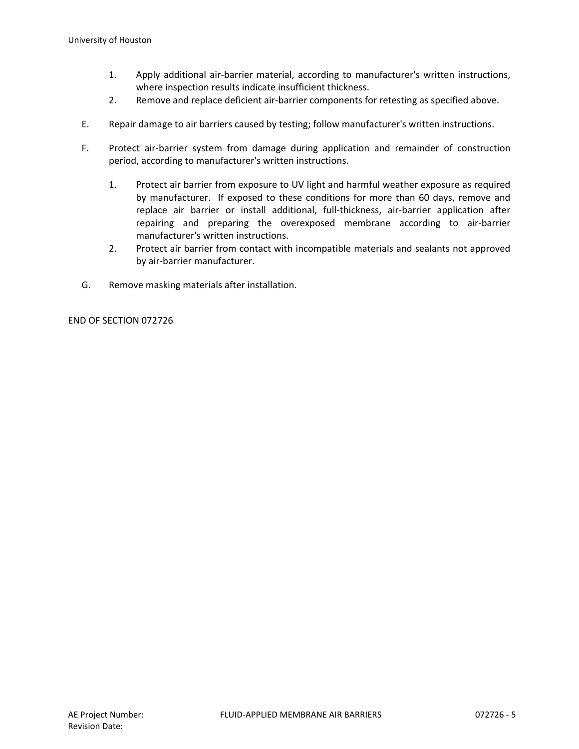1. Apply additional air-barrier material, according to manufacturer's written instructions, where inspection results indicate insufficient thickness.
2. Remove and replace deficient air-barrier components for retesting as specified above.

E. Repair damage to air barriers caused by testing; follow manufacturer's written instructions.

F. Protect air-barrier system from damage during application and remainder of construction period, according to manufacturer's written instructions.

   1. Protect air barrier from exposure to UV light and harmful weather exposure as required by manufacturer. If exposed to these conditions for more than 60 days, remove and replace air barrier or install additional, full-thickness, air-barrier application after repairing and preparing the overexposed membrane according to air-barrier manufacturer's written instructions.
   2. Protect air barrier from contact with incompatible materials and sealants not approved by air-barrier manufacturer.

G. Remove masking materials after installation.

END OF SECTION 072726